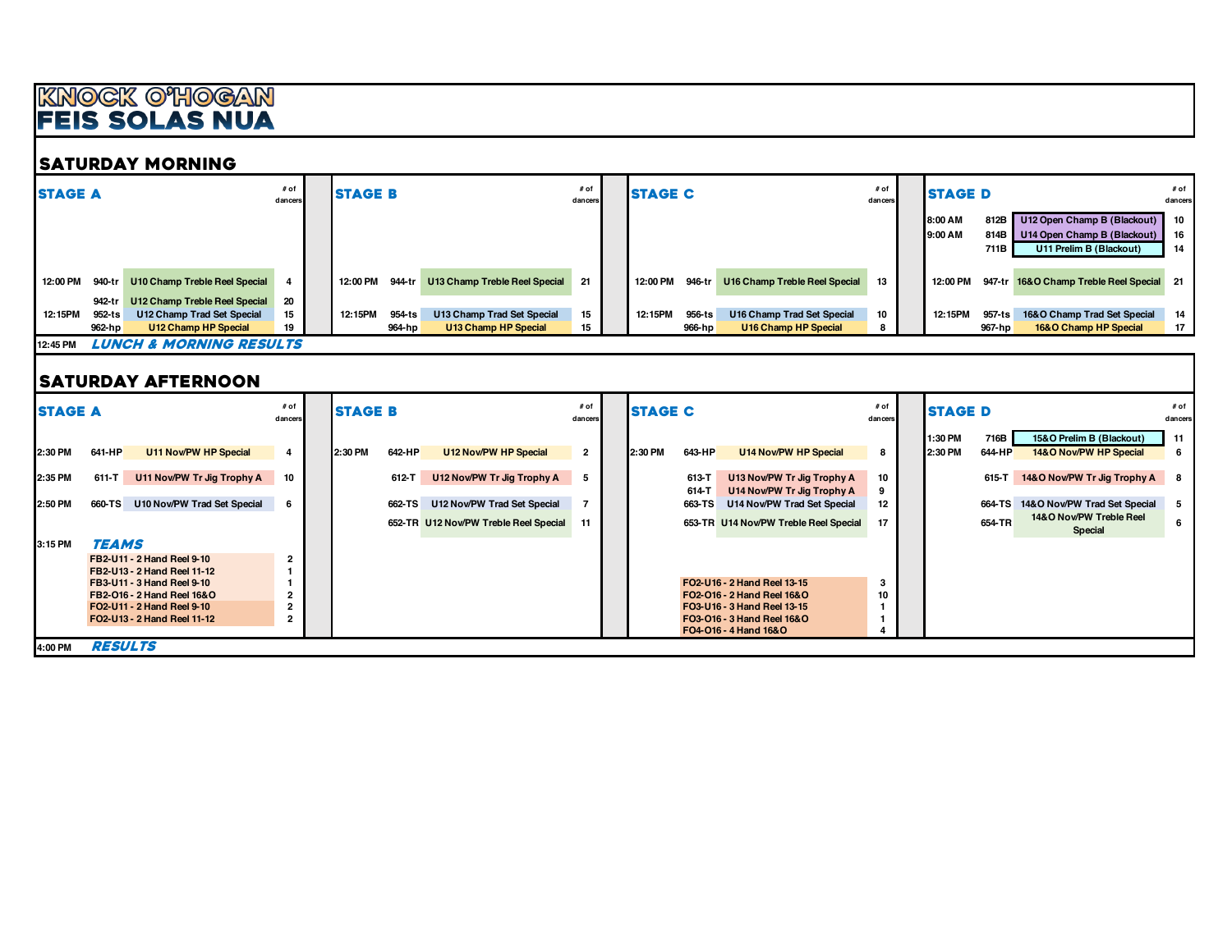# KNOCK O'HOGAN
# FEIS SOLAS NUA

## SATURDAY MORNING

### STAGE A

| Time | Code | Competition | # of dancers |
|---|---|---|---|
| 12:00 PM | 940-tr | U10 Champ Treble Reel Special | 4 |
| | 942-tr | U12 Champ Treble Reel Special | 20 |
| 12:15PM | 952-ts | U12 Champ Trad Set Special | 15 |
| | 962-hp | U12 Champ HP Special | 19 |

### STAGE B

| Time | Code | Competition | # of dancers |
|---|---|---|---|
| 12:00 PM | 944-tr | U13 Champ Treble Reel Special | 21 |
| 12:15PM | 954-ts | U13 Champ Trad Set Special | 15 |
| | 964-hp | U13 Champ HP Special | 15 |

### STAGE C

| Time | Code | Competition | # of dancers |
|---|---|---|---|
| 12:00 PM | 946-tr | U16 Champ Treble Reel Special | 13 |
| 12:15PM | 956-ts | U16 Champ Trad Set Special | 10 |
| | 966-hp | U16 Champ HP Special | 8 |

### STAGE D

| Time | Code | Competition | # of dancers |
|---|---|---|---|
| 8:00 AM | 812B | U12 Open Champ B (Blackout) | 10 |
| 9:00 AM | 814B | U14 Open Champ B (Blackout) | 16 |
| | 711B | U11 Prelim B (Blackout) | 14 |
| 12:00 PM | 947-tr | 16&O Champ Treble Reel Special | 21 |
| 12:15PM | 957-ts | 16&O Champ Trad Set Special | 14 |
| | 967-hp | 16&O Champ HP Special | 17 |

12:45 PM *LUNCH & MORNING RESULTS*

## SATURDAY AFTERNOON

### STAGE A

| Time | Code | Competition | # of dancers |
|---|---|---|---|
| 2:30 PM | 641-HP | U11 Nov/PW HP Special | 4 |
| 2:35 PM | 611-T | U11 Nov/PW Tr Jig Trophy A | 10 |
| 2:50 PM | 660-TS | U10 Nov/PW Trad Set Special | 6 |

3:15 PM *TEAMS*

| Competition | # of dancers |
|---|---|
| FB2-U11 - 2 Hand Reel 9-10 | 2 |
| FB2-U13 - 2 Hand Reel 11-12 | 1 |
| FB3-U11 - 3 Hand Reel 9-10 | 1 |
| FB2-O16 - 2 Hand Reel 16&O | 2 |
| FO2-U11 - 2 Hand Reel 9-10 | 2 |
| FO2-U13 - 2 Hand Reel 11-12 | 2 |

### STAGE B

| Time | Code | Competition | # of dancers |
|---|---|---|---|
| 2:30 PM | 642-HP | U12 Nov/PW HP Special | 2 |
| | 612-T | U12 Nov/PW Tr Jig Trophy A | 5 |
| | 662-TS | U12 Nov/PW Trad Set Special | 7 |
| | 652-TR | U12 Nov/PW Treble Reel Special | 11 |

### STAGE C

| Time | Code | Competition | # of dancers |
|---|---|---|---|
| 2:30 PM | 643-HP | U14 Nov/PW HP Special | 8 |
| | 613-T | U13 Nov/PW Tr Jig Trophy A | 10 |
| | 614-T | U14 Nov/PW Tr Jig Trophy A | 9 |
| | 663-TS | U14 Nov/PW Trad Set Special | 12 |
| | 653-TR | U14 Nov/PW Treble Reel Special | 17 |
| | | FO2-U16 - 2 Hand Reel 13-15 | 3 |
| | | FO2-O16 - 2 Hand Reel 16&O | 10 |
| | | FO3-U16 - 3 Hand Reel 13-15 | 1 |
| | | FO3-O16 - 3 Hand Reel 16&O | 1 |
| | | FO4-O16 - 4 Hand 16&O | 4 |

### STAGE D

| Time | Code | Competition | # of dancers |
|---|---|---|---|
| 1:30 PM | 716B | 15&O Prelim B (Blackout) | 11 |
| 2:30 PM | 644-HP | 14&O Nov/PW HP Special | 6 |
| | 615-T | 14&O Nov/PW Tr Jig Trophy A | 8 |
| | 664-TS | 14&O Nov/PW Trad Set Special | 5 |
| | 654-TR | 14&O Nov/PW Treble Reel Special | 6 |

4:00 PM *RESULTS*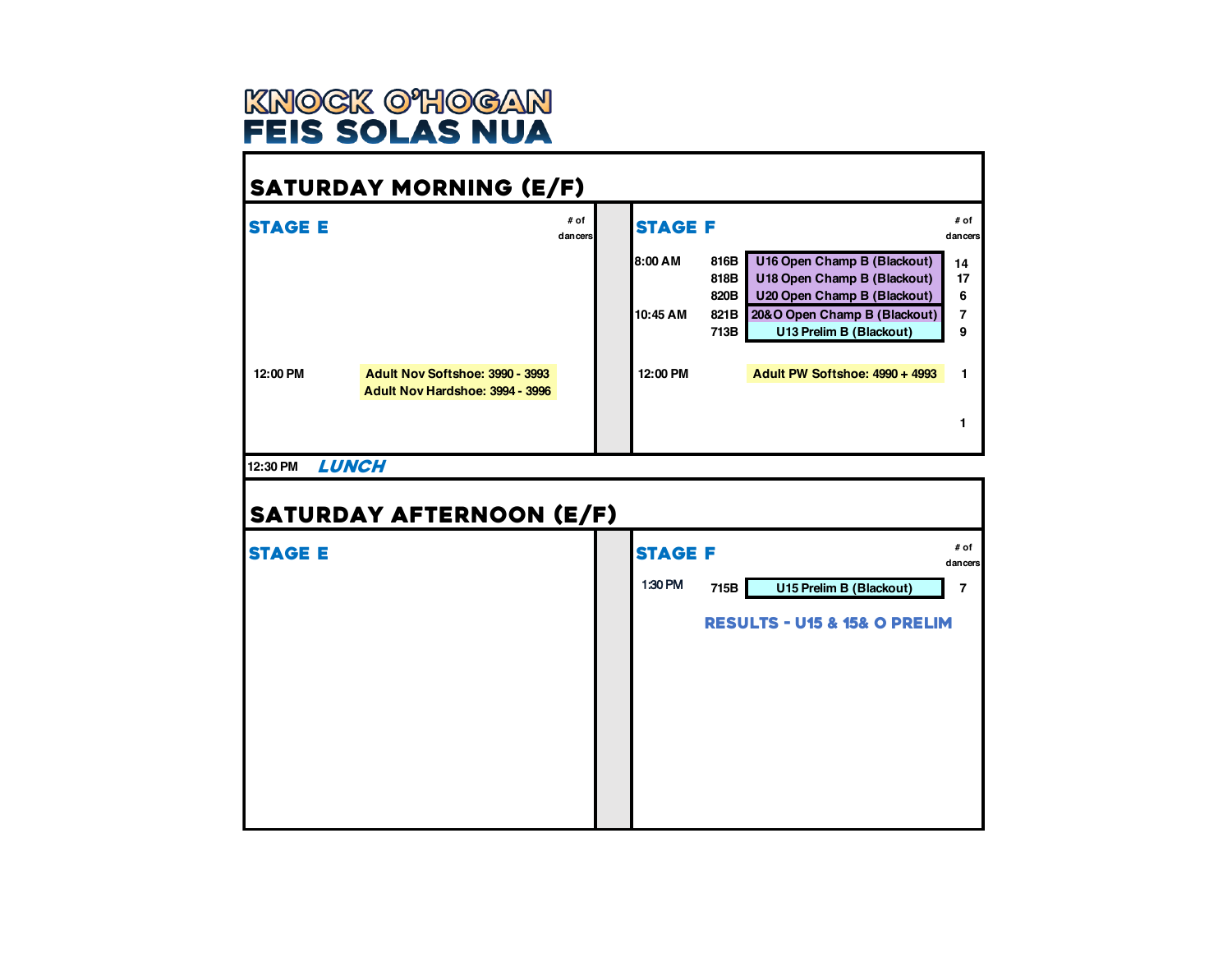# KNOCK O'HOGAN
# FEIS SOLAS NUA

## SATURDAY MORNING (E/F)

### STAGE E

| Time | Competition | # of dancers |
|---|---|---|
| 12:00 PM | Adult Nov Softshoe: 3990 - 3993 | |
| | Adult Nov Hardshoe: 3994 - 3996 | |

### STAGE F

| Time | # | Competition | # of dancers |
|---|---|---|---|
| 8:00 AM | 816B | U16 Open Champ B (Blackout) | 14 |
| | 818B | U18 Open Champ B (Blackout) | 17 |
| | 820B | U20 Open Champ B (Blackout) | 6 |
| 10:45 AM | 821B | 20&O Open Champ B (Blackout) | 7 |
| | 713B | U13 Prelim B (Blackout) | 9 |
| 12:00 PM | | Adult PW Softshoe: 4990 + 4993 | 1 |
| | | | 1 |

12:30 PM ***LUNCH***

## SATURDAY AFTERNOON (E/F)

### STAGE E

### STAGE F

| Time | # | Competition | # of dancers |
|---|---|---|---|
| 1:30 PM | 715B | U15 Prelim B (Blackout) | 7 |

**RESULTS - U15 & 15& O PRELIM**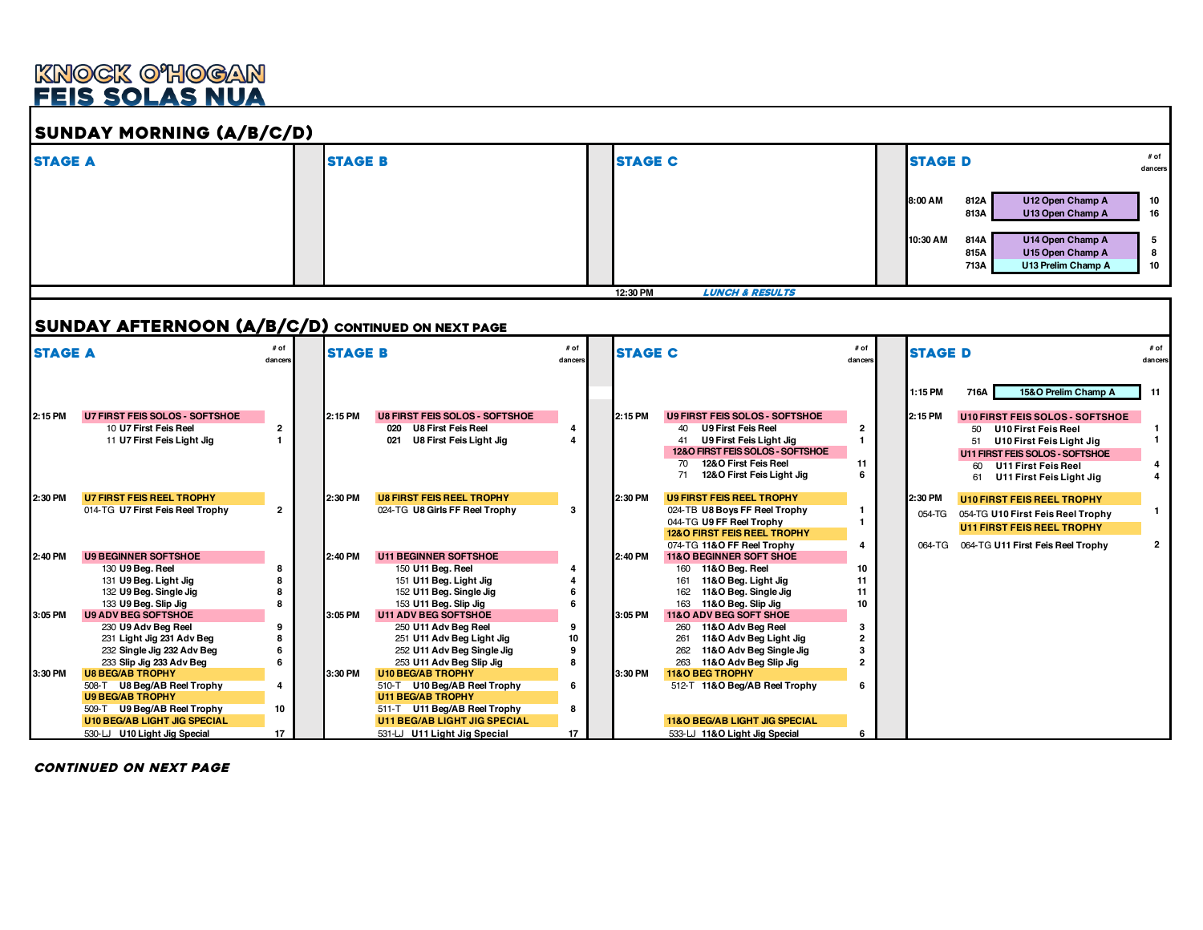# KNOCK O'HOGAN
# FEIS SOLAS NUA

## SUNDAY MORNING (A/B/C/D)

### STAGE A

### STAGE B

### STAGE C

### STAGE D

| Time | Comp # | Competition | # of dancers |
|---|---|---|---|
| 8:00 AM | 812A | U12 Open Champ A | 10 |
| | 813A | U13 Open Champ A | 16 |
| 10:30 AM | 814A | U14 Open Champ A | 5 |
| | 815A | U15 Open Champ A | 8 |
| | 713A | U13 Prelim Champ A | 10 |

12:30 PM — ***LUNCH & RESULTS***

## SUNDAY AFTERNOON (A/B/C/D) CONTINUED ON NEXT PAGE

### STAGE A

| Time | Comp # | Competition | # of dancers |
|---|---|---|---|
| 2:15 PM | | **U7 FIRST FEIS SOLOS - SOFTSHOE** | |
| | 10 | U7 First Feis Reel | 2 |
| | 11 | U7 First Feis Light Jig | 1 |
| 2:30 PM | | **U7 FIRST FEIS REEL TROPHY** | |
| | 014-TG | U7 First Feis Reel Trophy | 2 |
| 2:40 PM | | **U9 BEGINNER SOFTSHOE** | |
| | 130 | U9 Beg. Reel | 8 |
| | 131 | U9 Beg. Light Jig | 8 |
| | 132 | U9 Beg. Single Jig | 8 |
| | 133 | U9 Beg. Slip Jig | 8 |
| 3:05 PM | | **U9 ADV BEG SOFTSHOE** | |
| | 230 | U9 Adv Beg Reel | 9 |
| | 231 | Light Jig 231 Adv Beg | 8 |
| | 232 | Single Jig 232 Adv Beg | 6 |
| | 233 | Slip Jig 233 Adv Beg | 6 |
| 3:30 PM | | **U8 BEG/AB TROPHY** | |
| | 508-T | U8 Beg/AB Reel Trophy | 4 |
| | | **U9 BEG/AB TROPHY** | |
| | 509-T | U9 Beg/AB Reel Trophy | 10 |
| | | **U10 BEG/AB LIGHT JIG SPECIAL** | |
| | 530-LJ | U10 Light Jig Special | 17 |

### STAGE B

| Time | Comp # | Competition | # of dancers |
|---|---|---|---|
| 2:15 PM | | **U8 FIRST FEIS SOLOS - SOFTSHOE** | |
| | 020 | U8 First Feis Reel | 4 |
| | 021 | U8 First Feis Light Jig | 4 |
| 2:30 PM | | **U8 FIRST FEIS REEL TROPHY** | |
| | 024-TG | U8 Girls FF Reel Trophy | 3 |
| 2:40 PM | | **U11 BEGINNER SOFTSHOE** | |
| | 150 | U11 Beg. Reel | 4 |
| | 151 | U11 Beg. Light Jig | 4 |
| | 152 | U11 Beg. Single Jig | 6 |
| | 153 | U11 Beg. Slip Jig | 6 |
| 3:05 PM | | **U11 ADV BEG SOFTSHOE** | |
| | 250 | U11 Adv Beg Reel | 9 |
| | 251 | U11 Adv Beg Light Jig | 10 |
| | 252 | U11 Adv Beg Single Jig | 9 |
| | 253 | U11 Adv Beg Slip Jig | 8 |
| 3:30 PM | | **U10 BEG/AB TROPHY** | |
| | 510-T | U10 Beg/AB Reel Trophy | 6 |
| | | **U11 BEG/AB TROPHY** | |
| | 511-T | U11 Beg/AB Reel Trophy | 8 |
| | | **U11 BEG/AB LIGHT JIG SPECIAL** | |
| | 531-LJ | U11 Light Jig Special | 17 |

### STAGE C

| Time | Comp # | Competition | # of dancers |
|---|---|---|---|
| 2:15 PM | | **U9 FIRST FEIS SOLOS - SOFTSHOE** | |
| | 40 | U9 First Feis Reel | 2 |
| | 41 | U9 First Feis Light Jig | 1 |
| | | **12&O FIRST FEIS SOLOS - SOFTSHOE** | |
| | 70 | 12&O First Feis Reel | 11 |
| | 71 | 12&O First Feis Light Jig | 6 |
| 2:30 PM | | **U9 FIRST FEIS REEL TROPHY** | |
| | 024-TB | U8 Boys FF Reel Trophy | 1 |
| | 044-TG | U9 FF Reel Trophy | 1 |
| | | **12&O FIRST FEIS REEL TROPHY** | |
| | 074-TG | 11&O FF Reel Trophy | 4 |
| 2:40 PM | | **11&O BEGINNER SOFT SHOE** | |
| | 160 | 11&O Beg. Reel | 10 |
| | 161 | 11&O Beg. Light Jig | 11 |
| | 162 | 11&O Beg. Single Jig | 11 |
| | 163 | 11&O Beg. Slip Jig | 10 |
| 3:05 PM | | **11&O ADV BEG SOFT SHOE** | |
| | 260 | 11&O Adv Beg Reel | 3 |
| | 261 | 11&O Adv Beg Light Jig | 2 |
| | 262 | 11&O Adv Beg Single Jig | 3 |
| | 263 | 11&O Adv Beg Slip Jig | 2 |
| 3:30 PM | | **11&O BEG TROPHY** | |
| | 512-T | 11&O Beg/AB Reel Trophy | 6 |
| | | **11&O BEG/AB LIGHT JIG SPECIAL** | |
| | 533-LJ | 11&O Light Jig Special | 6 |

### STAGE D

| Time | Comp # | Competition | # of dancers |
|---|---|---|---|
| 1:15 PM | 716A | 15&O Prelim Champ A | 11 |
| 2:15 PM | | **U10 FIRST FEIS SOLOS - SOFTSHOE** | |
| | 50 | U10 First Feis Reel | 1 |
| | 51 | U10 First Feis Light Jig | 1 |
| | | **U11 FIRST FEIS SOLOS - SOFTSHOE** | |
| | 60 | U11 First Feis Reel | 4 |
| | 61 | U11 First Feis Light Jig | 4 |
| 2:30 PM | | **U10 FIRST FEIS REEL TROPHY** | |
| | 054-TG | 054-TG U10 First Feis Reel Trophy | 1 |
| | | **U11 FIRST FEIS REEL TROPHY** | |
| | 064-TG | 064-TG U11 First Feis Reel Trophy | 2 |

***CONTINUED ON NEXT PAGE***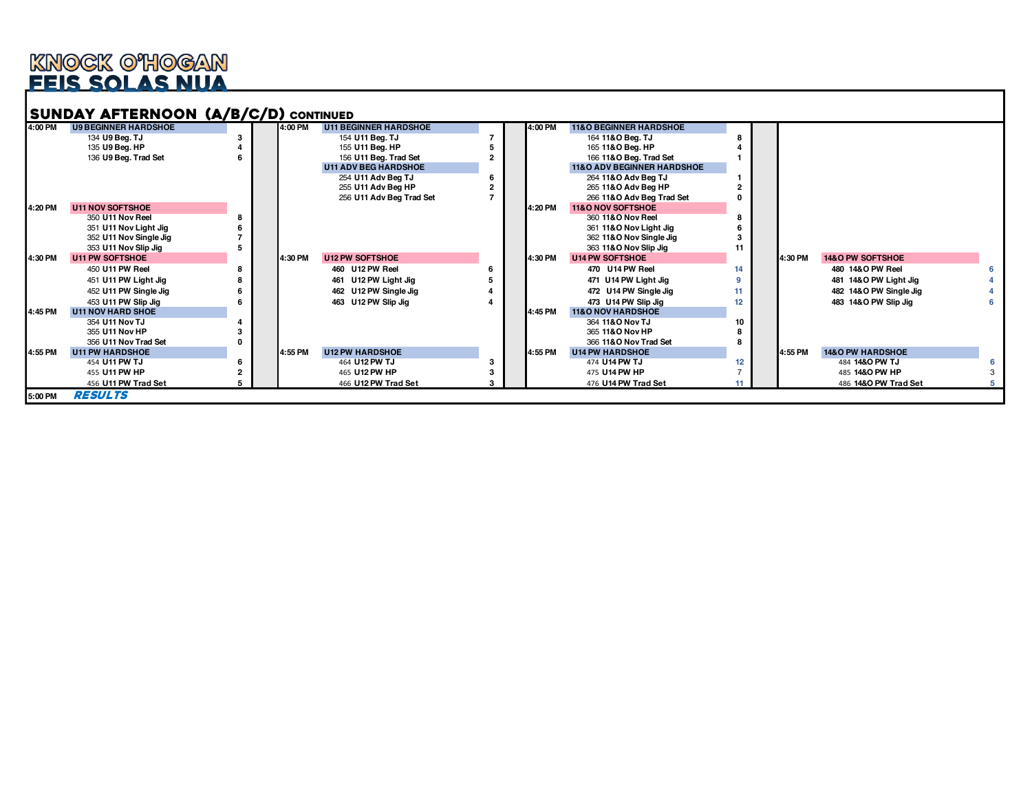# KNOCK O'HOGAN
# FEIS SOLAS NUA

## SUNDAY AFTERNOON (A/B/C/D) CONTINUED

| Time | Stage A | # | Time | Stage B | # | Time | Stage C | # | Time | Stage D | # |
|---|---|---|---|---|---|---|---|---|---|---|---|
| 4:00 PM | **U9 BEGINNER HARDSHOE** | | 4:00 PM | **U11 BEGINNER HARDSHOE** | | 4:00 PM | **11&O BEGINNER HARDSHOE** | | | | |
| | 134 U9 Beg. TJ | 3 | | 154 U11 Beg. TJ | 7 | | 164 11&O Beg. TJ | 8 | | | |
| | 135 U9 Beg. HP | 4 | | 155 U11 Beg. HP | 5 | | 165 11&O Beg. HP | 4 | | | |
| | 136 U9 Beg. Trad Set | 6 | | 156 U11 Beg. Trad Set | 2 | | 166 11&O Beg. Trad Set | 1 | | | |
| | | | | **U11 ADV BEG HARDSHOE** | | | **11&O ADV BEGINNER HARDSHOE** | | | | |
| | | | | 254 U11 Adv Beg TJ | 6 | | 264 11&O Adv Beg TJ | 1 | | | |
| | | | | 255 U11 Adv Beg HP | 2 | | 265 11&O Adv Beg HP | 2 | | | |
| | | | | 256 U11 Adv Beg Trad Set | 7 | | 266 11&O Adv Beg Trad Set | 0 | | | |
| 4:20 PM | **U11 NOV SOFTSHOE** | | | | | 4:20 PM | **11&O NOV SOFTSHOE** | | | | |
| | 350 U11 Nov Reel | 8 | | | | | 360 11&O Nov Reel | 8 | | | |
| | 351 U11 Nov Light Jig | 6 | | | | | 361 11&O Nov Light Jig | 6 | | | |
| | 352 U11 Nov Single Jig | 7 | | | | | 362 11&O Nov Single Jig | 3 | | | |
| | 353 U11 Nov Slip Jig | 5 | | | | | 363 11&O Nov Slip Jig | 11 | | | |
| 4:30 PM | **U11 PW SOFTSHOE** | | 4:30 PM | **U12 PW SOFTSHOE** | | 4:30 PM | **U14 PW SOFTSHOE** | | 4:30 PM | **14&O PW SOFTSHOE** | |
| | 450 U11 PW Reel | 8 | | 460 U12 PW Reel | 6 | | 470 U14 PW Reel | 14 | | 480 14&O PW Reel | 6 |
| | 451 U11 PW Light Jig | 8 | | 461 U12 PW Light Jig | 5 | | 471 U14 PW Light Jig | 9 | | 481 14&O PW Light Jig | 4 |
| | 452 U11 PW Single Jig | 6 | | 462 U12 PW Single Jig | 4 | | 472 U14 PW Single Jig | 11 | | 482 14&O PW Single Jig | 4 |
| | 453 U11 PW Slip Jig | 6 | | 463 U12 PW Slip Jig | 4 | | 473 U14 PW Slip Jig | 12 | | 483 14&O PW Slip Jig | 6 |
| 4:45 PM | **U11 NOV HARD SHOE** | | | | | 4:45 PM | **11&O NOV HARDSHOE** | | | | |
| | 354 U11 Nov TJ | 4 | | | | | 364 11&O Nov TJ | 10 | | | |
| | 355 U11 Nov HP | 3 | | | | | 365 11&O Nov HP | 8 | | | |
| | 356 U11 Nov Trad Set | 0 | | | | | 366 11&O Nov Trad Set | 8 | | | |
| 4:55 PM | **U11 PW HARDSHOE** | | 4:55 PM | **U12 PW HARDSHOE** | | 4:55 PM | **U14 PW HARDSHOE** | | 4:55 PM | **14&O PW HARDSHOE** | |
| | 454 U11 PW TJ | 6 | | 464 U12 PW TJ | 3 | | 474 U14 PW TJ | 12 | | 484 14&O PW TJ | 6 |
| | 455 U11 PW HP | 2 | | 465 U12 PW HP | 3 | | 475 U14 PW HP | 7 | | 485 14&O PW HP | 3 |
| | 456 U11 PW Trad Set | 5 | | 466 U12 PW Trad Set | 3 | | 476 U14 PW Trad Set | 11 | | 486 14&O PW Trad Set | 5 |
| 5:00 PM | ***RESULTS*** | | | | | | | | | | |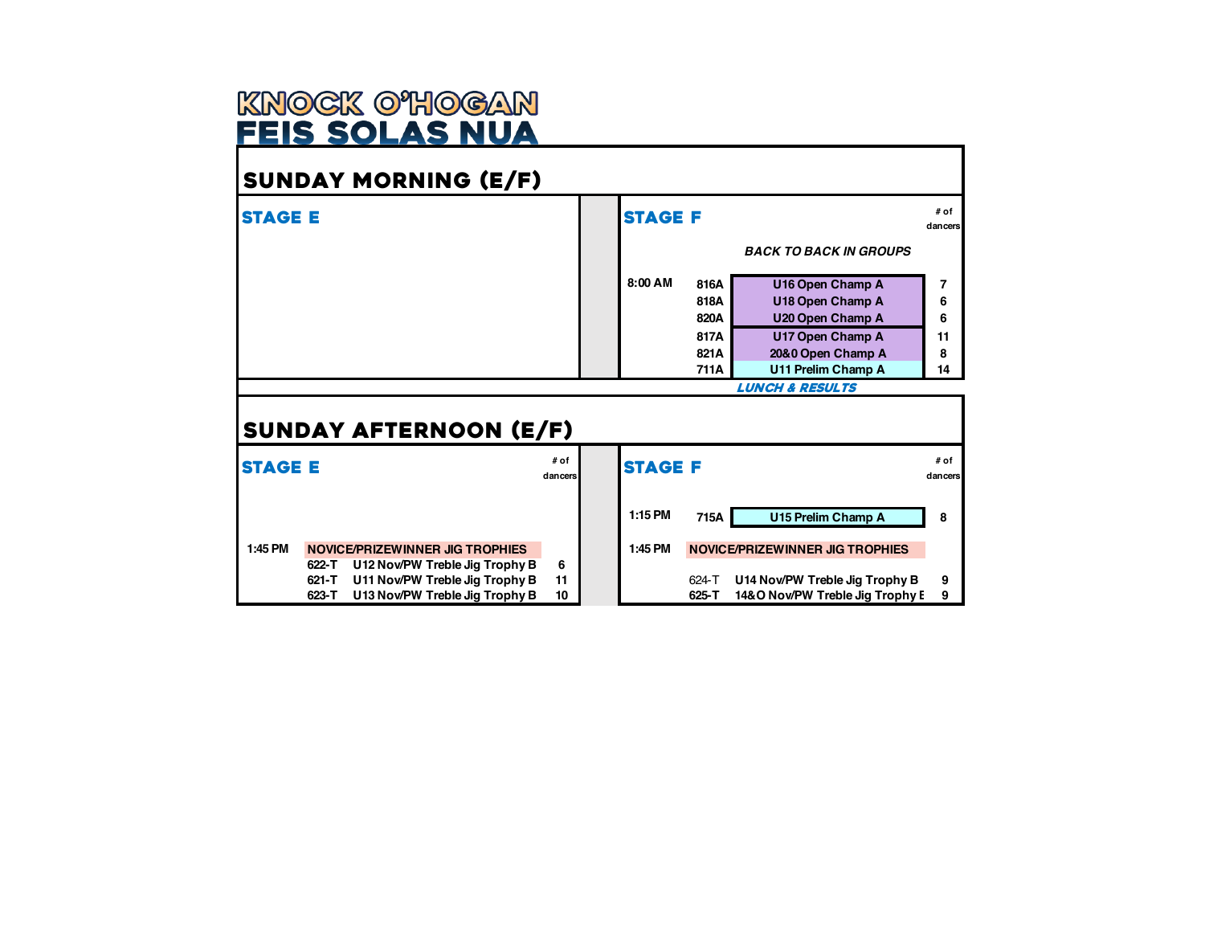# KNOCK O'HOGAN FEIS SOLAS NUA

## SUNDAY MORNING (E/F)

### STAGE E

### STAGE F

*BACK TO BACK IN GROUPS*

| Time | Comp # | Competition | # of dancers |
|---|---|---|---|
| 8:00 AM | 816A | U16 Open Champ A | 7 |
| | 818A | U18 Open Champ A | 6 |
| | 820A | U20 Open Champ A | 6 |
| | 817A | U17 Open Champ A | 11 |
| | 821A | 20&0 Open Champ A | 8 |
| | 711A | U11 Prelim Champ A | 14 |

***LUNCH & RESULTS***

## SUNDAY AFTERNOON (E/F)

### STAGE E

| Time | Comp # | Competition | # of dancers |
|---|---|---|---|
| 1:45 PM | | NOVICE/PRIZEWINNER JIG TROPHIES | |
| | 622-T | U12 Nov/PW Treble Jig Trophy B | 6 |
| | 621-T | U11 Nov/PW Treble Jig Trophy B | 11 |
| | 623-T | U13 Nov/PW Treble Jig Trophy B | 10 |

### STAGE F

| Time | Comp # | Competition | # of dancers |
|---|---|---|---|
| 1:15 PM | 715A | U15 Prelim Champ A | 8 |
| 1:45 PM | | NOVICE/PRIZEWINNER JIG TROPHIES | |
| | 624-T | U14 Nov/PW Treble Jig Trophy B | 9 |
| | 625-T | 14&O Nov/PW Treble Jig Trophy E | 9 |